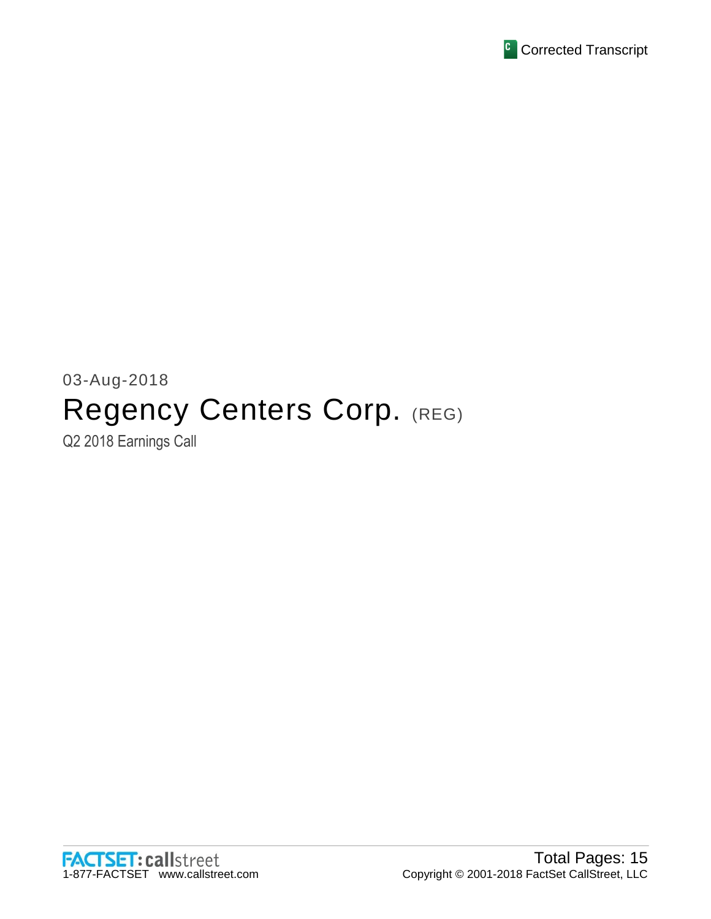Corrected Transcript

03-Aug-2018

# Regency Centers Corp. (REG)

Q2 2018 Earnings Call

FACTSET: callstreet
1-877-FACTSET www.callstreet.com

Total Pages: 15
Copyright © 2001-2018 FactSet CallStreet, LLC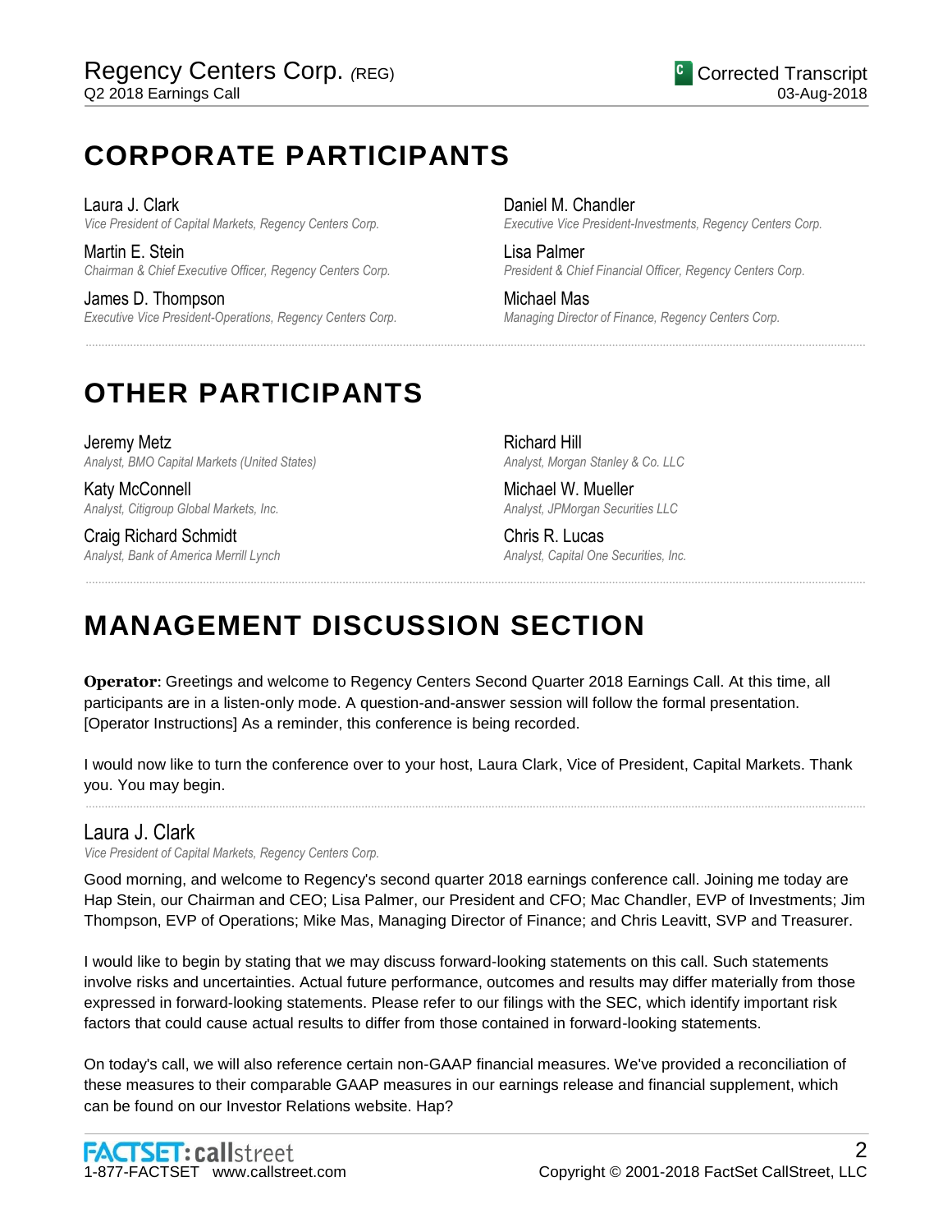# CORPORATE PARTICIPANTS

Laura J. Clark
*Vice President of Capital Markets, Regency Centers Corp.*

Martin E. Stein
*Chairman & Chief Executive Officer, Regency Centers Corp.*

James D. Thompson
*Executive Vice President-Operations, Regency Centers Corp.*

Daniel M. Chandler
*Executive Vice President-Investments, Regency Centers Corp.*

Lisa Palmer
*President & Chief Financial Officer, Regency Centers Corp.*

Michael Mas
*Managing Director of Finance, Regency Centers Corp.*

# OTHER PARTICIPANTS

Jeremy Metz
*Analyst, BMO Capital Markets (United States)*

Katy McConnell
*Analyst, Citigroup Global Markets, Inc.*

Craig Richard Schmidt
*Analyst, Bank of America Merrill Lynch*

Richard Hill
*Analyst, Morgan Stanley & Co. LLC*

Michael W. Mueller
*Analyst, JPMorgan Securities LLC*

Chris R. Lucas
*Analyst, Capital One Securities, Inc.*

# MANAGEMENT DISCUSSION SECTION

**Operator**: Greetings and welcome to Regency Centers Second Quarter 2018 Earnings Call. At this time, all participants are in a listen-only mode. A question-and-answer session will follow the formal presentation. [Operator Instructions] As a reminder, this conference is being recorded.

I would now like to turn the conference over to your host, Laura Clark, Vice of President, Capital Markets. Thank you. You may begin.

## Laura J. Clark
*Vice President of Capital Markets, Regency Centers Corp.*

Good morning, and welcome to Regency's second quarter 2018 earnings conference call. Joining me today are Hap Stein, our Chairman and CEO; Lisa Palmer, our President and CFO; Mac Chandler, EVP of Investments; Jim Thompson, EVP of Operations; Mike Mas, Managing Director of Finance; and Chris Leavitt, SVP and Treasurer.

I would like to begin by stating that we may discuss forward-looking statements on this call. Such statements involve risks and uncertainties. Actual future performance, outcomes and results may differ materially from those expressed in forward-looking statements. Please refer to our filings with the SEC, which identify important risk factors that could cause actual results to differ from those contained in forward-looking statements.

On today's call, we will also reference certain non-GAAP financial measures. We've provided a reconciliation of these measures to their comparable GAAP measures in our earnings release and financial supplement, which can be found on our Investor Relations website. Hap?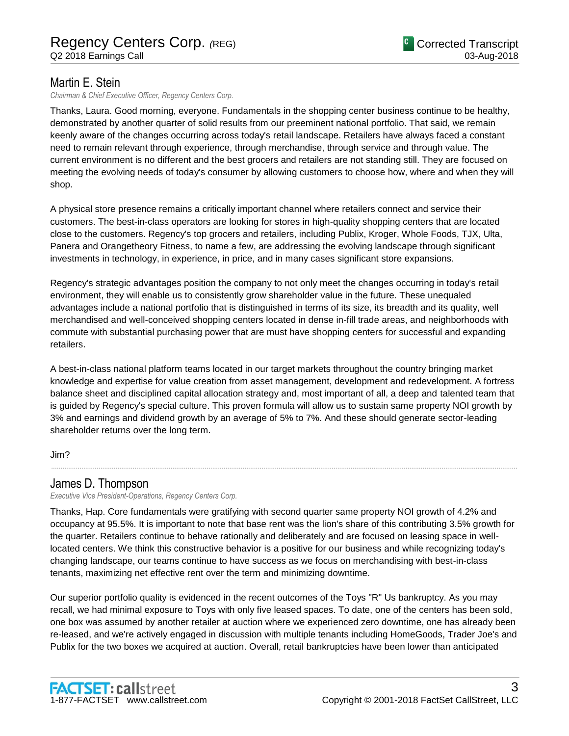## Martin E. Stein

*Chairman & Chief Executive Officer, Regency Centers Corp.*

Thanks, Laura. Good morning, everyone. Fundamentals in the shopping center business continue to be healthy, demonstrated by another quarter of solid results from our preeminent national portfolio. That said, we remain keenly aware of the changes occurring across today's retail landscape. Retailers have always faced a constant need to remain relevant through experience, through merchandise, through service and through value. The current environment is no different and the best grocers and retailers are not standing still. They are focused on meeting the evolving needs of today's consumer by allowing customers to choose how, where and when they will shop.

A physical store presence remains a critically important channel where retailers connect and service their customers. The best-in-class operators are looking for stores in high-quality shopping centers that are located close to the customers. Regency's top grocers and retailers, including Publix, Kroger, Whole Foods, TJX, Ulta, Panera and Orangetheory Fitness, to name a few, are addressing the evolving landscape through significant investments in technology, in experience, in price, and in many cases significant store expansions.

Regency's strategic advantages position the company to not only meet the changes occurring in today's retail environment, they will enable us to consistently grow shareholder value in the future. These unequaled advantages include a national portfolio that is distinguished in terms of its size, its breadth and its quality, well merchandised and well-conceived shopping centers located in dense in-fill trade areas, and neighborhoods with commute with substantial purchasing power that are must have shopping centers for successful and expanding retailers.

A best-in-class national platform teams located in our target markets throughout the country bringing market knowledge and expertise for value creation from asset management, development and redevelopment. A fortress balance sheet and disciplined capital allocation strategy and, most important of all, a deep and talented team that is guided by Regency's special culture. This proven formula will allow us to sustain same property NOI growth by 3% and earnings and dividend growth by an average of 5% to 7%. And these should generate sector-leading shareholder returns over the long term.

Jim?

---

## James D. Thompson

*Executive Vice President-Operations, Regency Centers Corp.*

Thanks, Hap. Core fundamentals were gratifying with second quarter same property NOI growth of 4.2% and occupancy at 95.5%. It is important to note that base rent was the lion's share of this contributing 3.5% growth for the quarter. Retailers continue to behave rationally and deliberately and are focused on leasing space in well-located centers. We think this constructive behavior is a positive for our business and while recognizing today's changing landscape, our teams continue to have success as we focus on merchandising with best-in-class tenants, maximizing net effective rent over the term and minimizing downtime.

Our superior portfolio quality is evidenced in the recent outcomes of the Toys "R" Us bankruptcy. As you may recall, we had minimal exposure to Toys with only five leased spaces. To date, one of the centers has been sold, one box was assumed by another retailer at auction where we experienced zero downtime, one has already been re-leased, and we're actively engaged in discussion with multiple tenants including HomeGoods, Trader Joe's and Publix for the two boxes we acquired at auction. Overall, retail bankruptcies have been lower than anticipated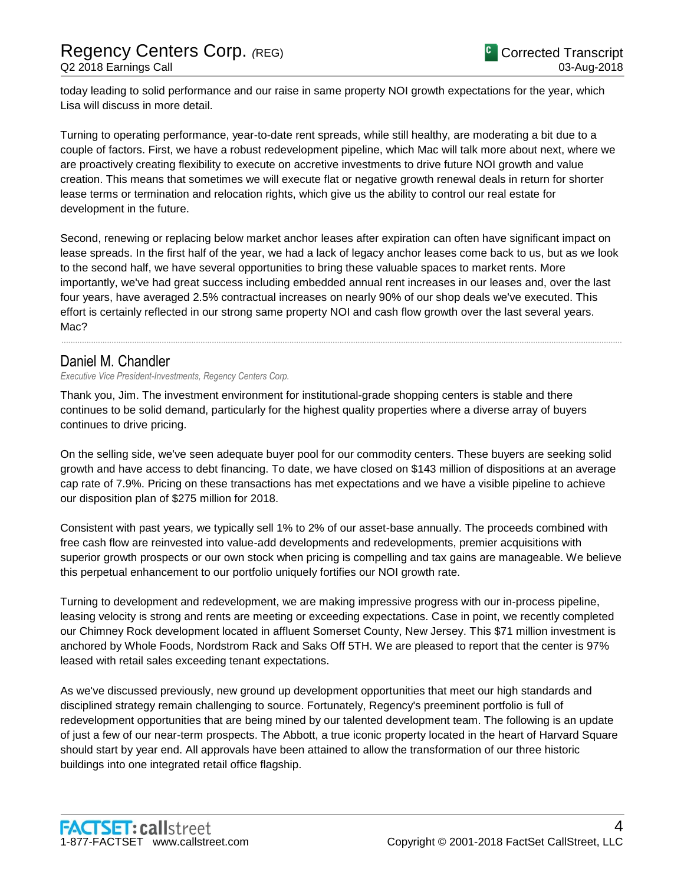today leading to solid performance and our raise in same property NOI growth expectations for the year, which Lisa will discuss in more detail.

Turning to operating performance, year-to-date rent spreads, while still healthy, are moderating a bit due to a couple of factors. First, we have a robust redevelopment pipeline, which Mac will talk more about next, where we are proactively creating flexibility to execute on accretive investments to drive future NOI growth and value creation. This means that sometimes we will execute flat or negative growth renewal deals in return for shorter lease terms or termination and relocation rights, which give us the ability to control our real estate for development in the future.

Second, renewing or replacing below market anchor leases after expiration can often have significant impact on lease spreads. In the first half of the year, we had a lack of legacy anchor leases come back to us, but as we look to the second half, we have several opportunities to bring these valuable spaces to market rents. More importantly, we've had great success including embedded annual rent increases in our leases and, over the last four years, have averaged 2.5% contractual increases on nearly 90% of our shop deals we've executed. This effort is certainly reflected in our strong same property NOI and cash flow growth over the last several years. Mac?

## Daniel M. Chandler

*Executive Vice President-Investments, Regency Centers Corp.*

Thank you, Jim. The investment environment for institutional-grade shopping centers is stable and there continues to be solid demand, particularly for the highest quality properties where a diverse array of buyers continues to drive pricing.

On the selling side, we've seen adequate buyer pool for our commodity centers. These buyers are seeking solid growth and have access to debt financing. To date, we have closed on $143 million of dispositions at an average cap rate of 7.9%. Pricing on these transactions has met expectations and we have a visible pipeline to achieve our disposition plan of $275 million for 2018.

Consistent with past years, we typically sell 1% to 2% of our asset-base annually. The proceeds combined with free cash flow are reinvested into value-add developments and redevelopments, premier acquisitions with superior growth prospects or our own stock when pricing is compelling and tax gains are manageable. We believe this perpetual enhancement to our portfolio uniquely fortifies our NOI growth rate.

Turning to development and redevelopment, we are making impressive progress with our in-process pipeline, leasing velocity is strong and rents are meeting or exceeding expectations. Case in point, we recently completed our Chimney Rock development located in affluent Somerset County, New Jersey. This $71 million investment is anchored by Whole Foods, Nordstrom Rack and Saks Off 5TH. We are pleased to report that the center is 97% leased with retail sales exceeding tenant expectations.

As we've discussed previously, new ground up development opportunities that meet our high standards and disciplined strategy remain challenging to source. Fortunately, Regency's preeminent portfolio is full of redevelopment opportunities that are being mined by our talented development team. The following is an update of just a few of our near-term prospects. The Abbott, a true iconic property located in the heart of Harvard Square should start by year end. All approvals have been attained to allow the transformation of our three historic buildings into one integrated retail office flagship.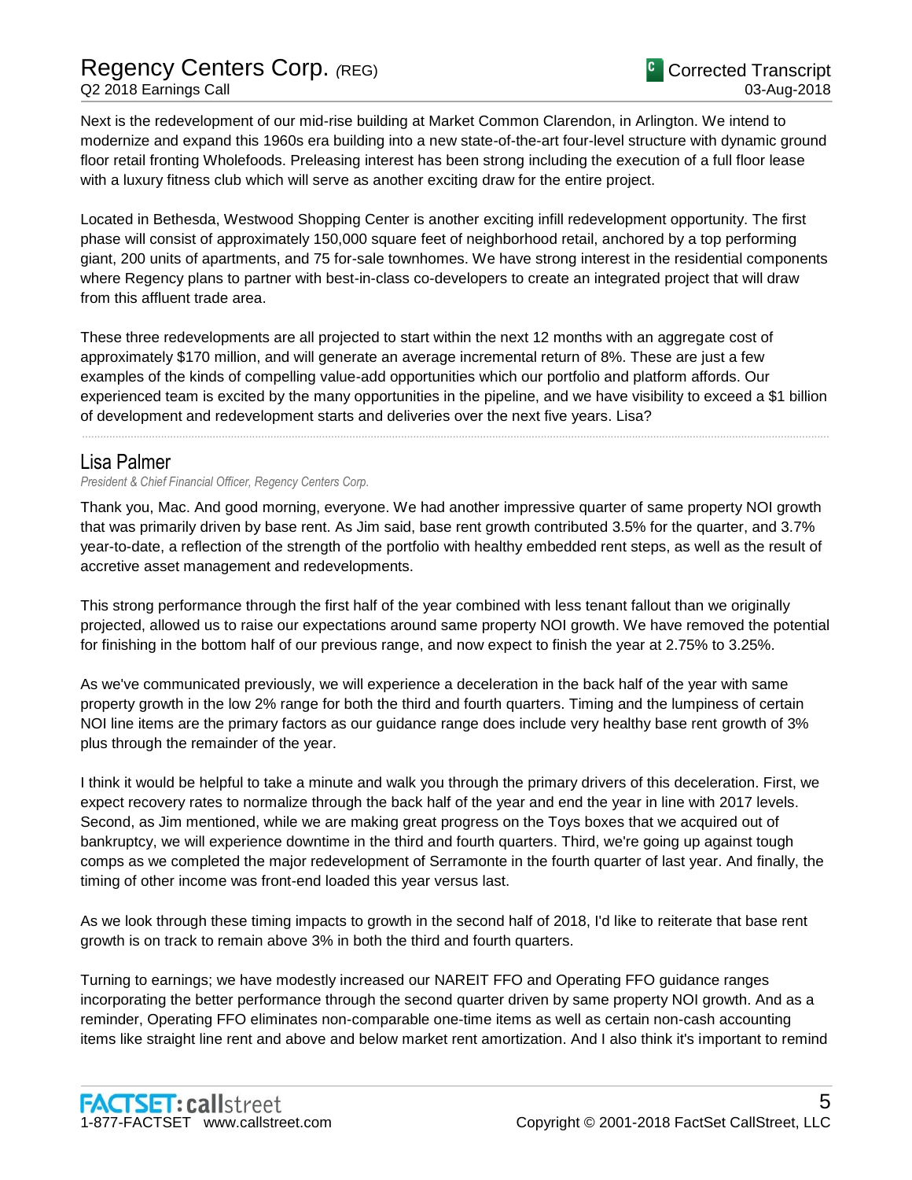Next is the redevelopment of our mid-rise building at Market Common Clarendon, in Arlington. We intend to modernize and expand this 1960s era building into a new state-of-the-art four-level structure with dynamic ground floor retail fronting Wholefoods. Preleasing interest has been strong including the execution of a full floor lease with a luxury fitness club which will serve as another exciting draw for the entire project.

Located in Bethesda, Westwood Shopping Center is another exciting infill redevelopment opportunity. The first phase will consist of approximately 150,000 square feet of neighborhood retail, anchored by a top performing giant, 200 units of apartments, and 75 for-sale townhomes. We have strong interest in the residential components where Regency plans to partner with best-in-class co-developers to create an integrated project that will draw from this affluent trade area.

These three redevelopments are all projected to start within the next 12 months with an aggregate cost of approximately $170 million, and will generate an average incremental return of 8%. These are just a few examples of the kinds of compelling value-add opportunities which our portfolio and platform affords. Our experienced team is excited by the many opportunities in the pipeline, and we have visibility to exceed a $1 billion of development and redevelopment starts and deliveries over the next five years. Lisa?

## Lisa Palmer

*President & Chief Financial Officer, Regency Centers Corp.*

Thank you, Mac. And good morning, everyone. We had another impressive quarter of same property NOI growth that was primarily driven by base rent. As Jim said, base rent growth contributed 3.5% for the quarter, and 3.7% year-to-date, a reflection of the strength of the portfolio with healthy embedded rent steps, as well as the result of accretive asset management and redevelopments.

This strong performance through the first half of the year combined with less tenant fallout than we originally projected, allowed us to raise our expectations around same property NOI growth. We have removed the potential for finishing in the bottom half of our previous range, and now expect to finish the year at 2.75% to 3.25%.

As we've communicated previously, we will experience a deceleration in the back half of the year with same property growth in the low 2% range for both the third and fourth quarters. Timing and the lumpiness of certain NOI line items are the primary factors as our guidance range does include very healthy base rent growth of 3% plus through the remainder of the year.

I think it would be helpful to take a minute and walk you through the primary drivers of this deceleration. First, we expect recovery rates to normalize through the back half of the year and end the year in line with 2017 levels. Second, as Jim mentioned, while we are making great progress on the Toys boxes that we acquired out of bankruptcy, we will experience downtime in the third and fourth quarters. Third, we're going up against tough comps as we completed the major redevelopment of Serramonte in the fourth quarter of last year. And finally, the timing of other income was front-end loaded this year versus last.

As we look through these timing impacts to growth in the second half of 2018, I'd like to reiterate that base rent growth is on track to remain above 3% in both the third and fourth quarters.

Turning to earnings; we have modestly increased our NAREIT FFO and Operating FFO guidance ranges incorporating the better performance through the second quarter driven by same property NOI growth. And as a reminder, Operating FFO eliminates non-comparable one-time items as well as certain non-cash accounting items like straight line rent and above and below market rent amortization. And I also think it's important to remind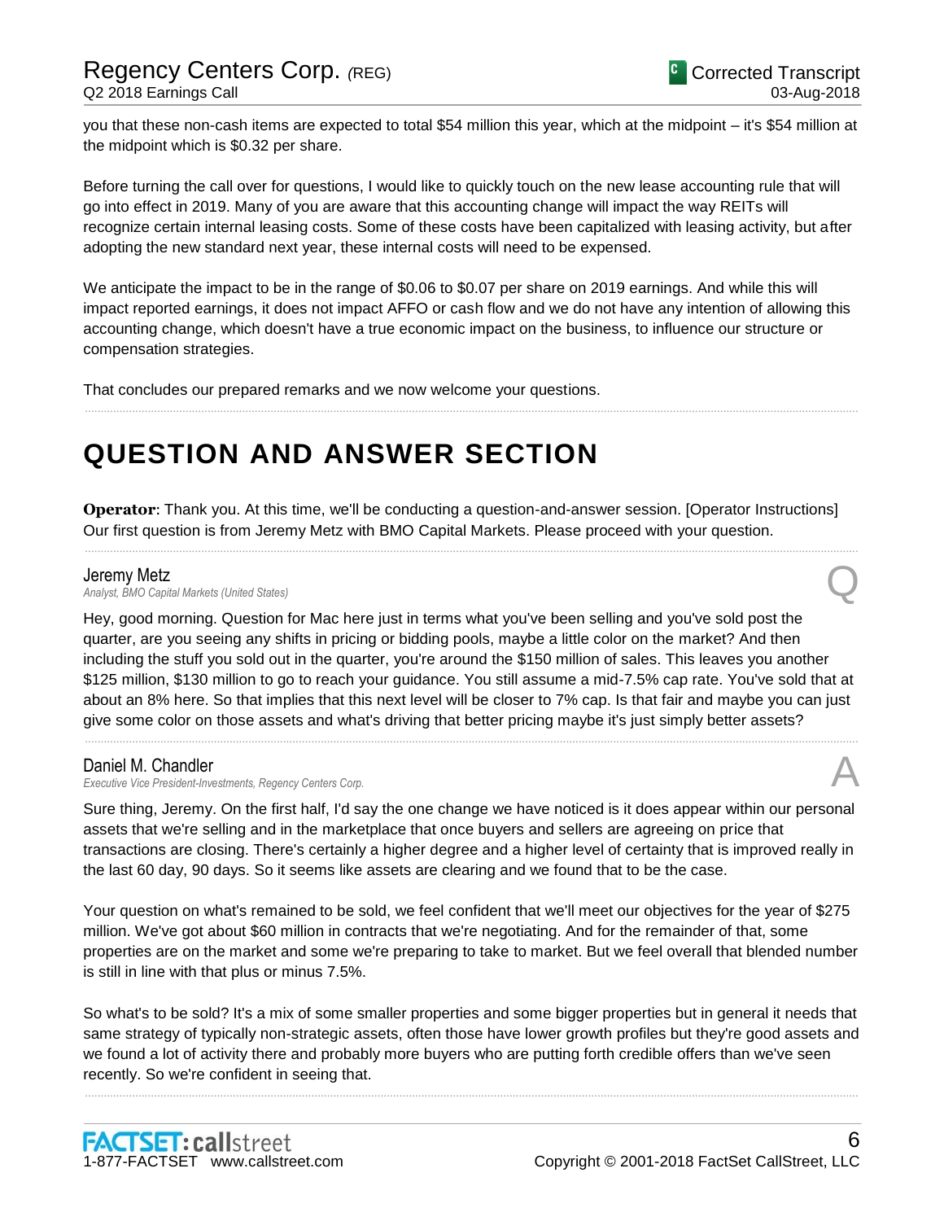you that these non-cash items are expected to total $54 million this year, which at the midpoint – it's $54 million at the midpoint which is $0.32 per share.

Before turning the call over for questions, I would like to quickly touch on the new lease accounting rule that will go into effect in 2019. Many of you are aware that this accounting change will impact the way REITs will recognize certain internal leasing costs. Some of these costs have been capitalized with leasing activity, but after adopting the new standard next year, these internal costs will need to be expensed.

We anticipate the impact to be in the range of $0.06 to $0.07 per share on 2019 earnings. And while this will impact reported earnings, it does not impact AFFO or cash flow and we do not have any intention of allowing this accounting change, which doesn't have a true economic impact on the business, to influence our structure or compensation strategies.

That concludes our prepared remarks and we now welcome your questions.

# QUESTION AND ANSWER SECTION

**Operator**: Thank you. At this time, we'll be conducting a question-and-answer session. [Operator Instructions] Our first question is from Jeremy Metz with BMO Capital Markets. Please proceed with your question.

**Jeremy Metz**
*Analyst, BMO Capital Markets (United States)* **Q**

Hey, good morning. Question for Mac here just in terms what you've been selling and you've sold post the quarter, are you seeing any shifts in pricing or bidding pools, maybe a little color on the market? And then including the stuff you sold out in the quarter, you're around the $150 million of sales. This leaves you another $125 million, $130 million to go to reach your guidance. You still assume a mid-7.5% cap rate. You've sold that at about an 8% here. So that implies that this next level will be closer to 7% cap. Is that fair and maybe you can just give some color on those assets and what's driving that better pricing maybe it's just simply better assets?

**Daniel M. Chandler**
*Executive Vice President-Investments, Regency Centers Corp.* **A**

Sure thing, Jeremy. On the first half, I'd say the one change we have noticed is it does appear within our personal assets that we're selling and in the marketplace that once buyers and sellers are agreeing on price that transactions are closing. There's certainly a higher degree and a higher level of certainty that is improved really in the last 60 day, 90 days. So it seems like assets are clearing and we found that to be the case.

Your question on what's remained to be sold, we feel confident that we'll meet our objectives for the year of $275 million. We've got about $60 million in contracts that we're negotiating. And for the remainder of that, some properties are on the market and some we're preparing to take to market. But we feel overall that blended number is still in line with that plus or minus 7.5%.

So what's to be sold? It's a mix of some smaller properties and some bigger properties but in general it needs that same strategy of typically non-strategic assets, often those have lower growth profiles but they're good assets and we found a lot of activity there and probably more buyers who are putting forth credible offers than we've seen recently. So we're confident in seeing that.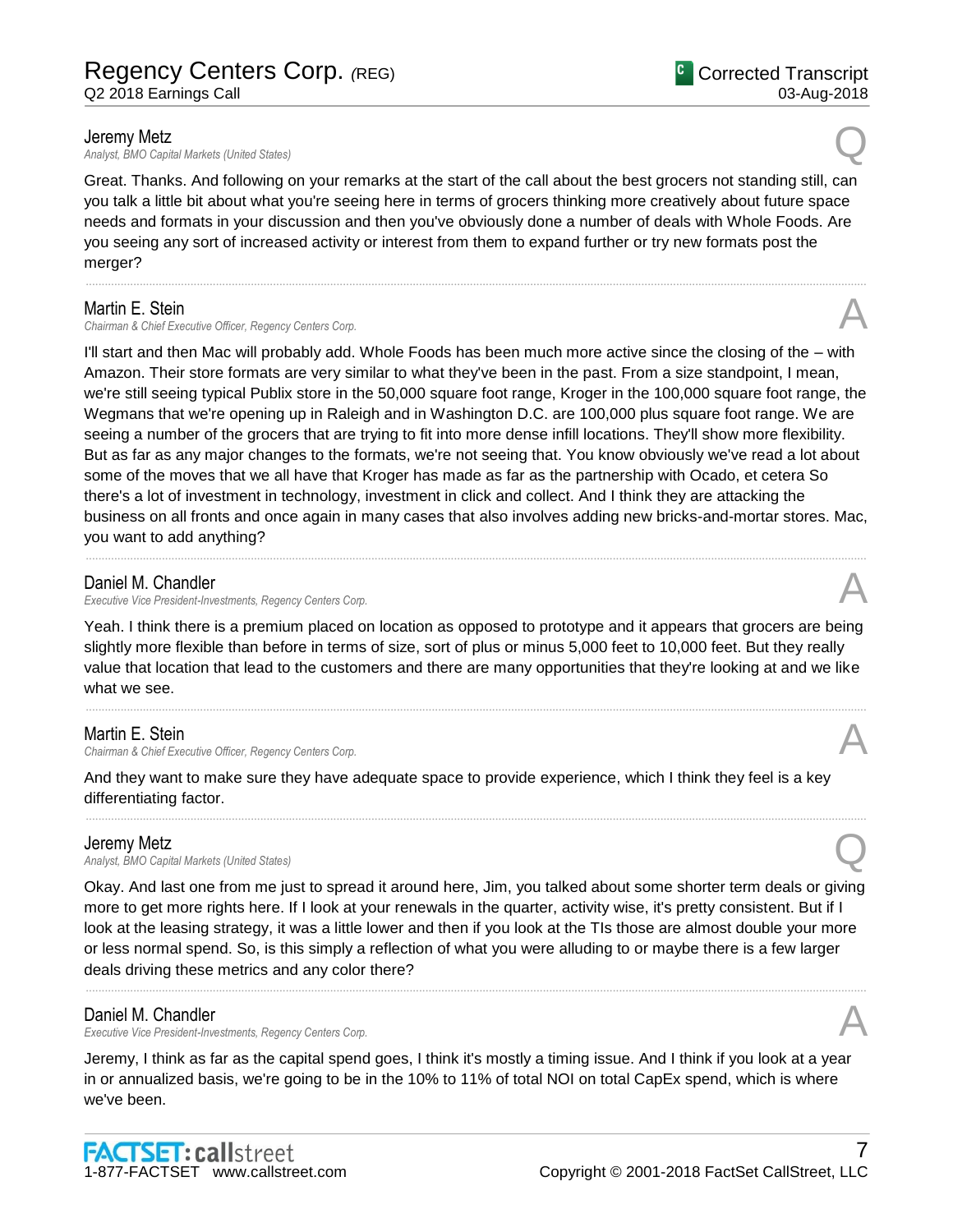**Jeremy Metz**
*Analyst, BMO Capital Markets (United States)* Q

Great. Thanks. And following on your remarks at the start of the call about the best grocers not standing still, can you talk a little bit about what you're seeing here in terms of grocers thinking more creatively about future space needs and formats in your discussion and then you've obviously done a number of deals with Whole Foods. Are you seeing any sort of increased activity or interest from them to expand further or try new formats post the merger?

---

**Martin E. Stein**
*Chairman & Chief Executive Officer, Regency Centers Corp.* A

I'll start and then Mac will probably add. Whole Foods has been much more active since the closing of the – with Amazon. Their store formats are very similar to what they've been in the past. From a size standpoint, I mean, we're still seeing typical Publix store in the 50,000 square foot range, Kroger in the 100,000 square foot range, the Wegmans that we're opening up in Raleigh and in Washington D.C. are 100,000 plus square foot range. We are seeing a number of the grocers that are trying to fit into more dense infill locations. They'll show more flexibility. But as far as any major changes to the formats, we're not seeing that. You know obviously we've read a lot about some of the moves that we all have that Kroger has made as far as the partnership with Ocado, et cetera So there's a lot of investment in technology, investment in click and collect. And I think they are attacking the business on all fronts and once again in many cases that also involves adding new bricks-and-mortar stores. Mac, you want to add anything?

---

**Daniel M. Chandler**
*Executive Vice President-Investments, Regency Centers Corp.* A

Yeah. I think there is a premium placed on location as opposed to prototype and it appears that grocers are being slightly more flexible than before in terms of size, sort of plus or minus 5,000 feet to 10,000 feet. But they really value that location that lead to the customers and there are many opportunities that they're looking at and we like what we see.

---

**Martin E. Stein**
*Chairman & Chief Executive Officer, Regency Centers Corp.* A

And they want to make sure they have adequate space to provide experience, which I think they feel is a key differentiating factor.

---

**Jeremy Metz**
*Analyst, BMO Capital Markets (United States)* Q

Okay. And last one from me just to spread it around here, Jim, you talked about some shorter term deals or giving more to get more rights here. If I look at your renewals in the quarter, activity wise, it's pretty consistent. But if I look at the leasing strategy, it was a little lower and then if you look at the TIs those are almost double your more or less normal spend. So, is this simply a reflection of what you were alluding to or maybe there is a few larger deals driving these metrics and any color there?

---

**Daniel M. Chandler**
*Executive Vice President-Investments, Regency Centers Corp.* A

Jeremy, I think as far as the capital spend goes, I think it's mostly a timing issue. And I think if you look at a year in or annualized basis, we're going to be in the 10% to 11% of total NOI on total CapEx spend, which is where we've been.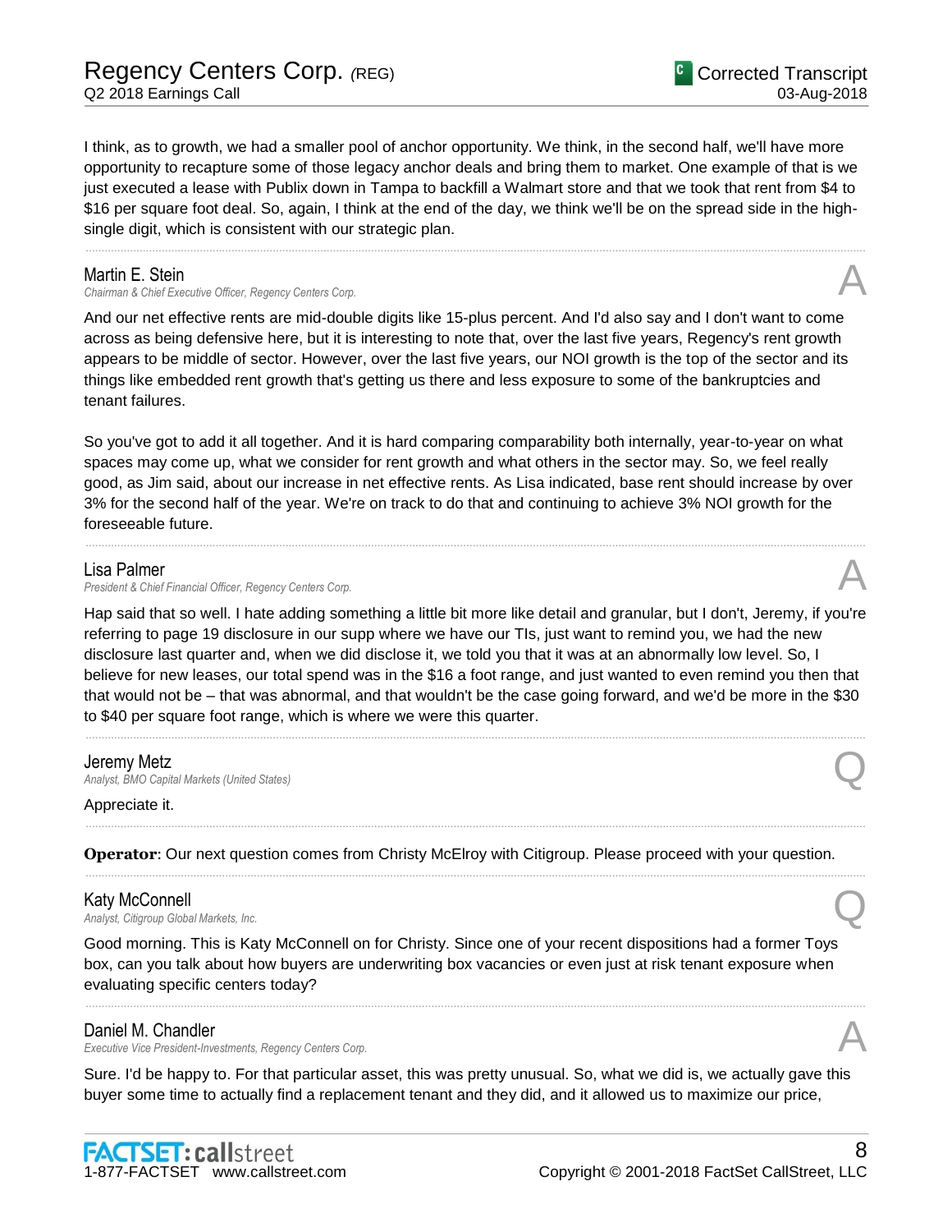I think, as to growth, we had a smaller pool of anchor opportunity. We think, in the second half, we'll have more opportunity to recapture some of those legacy anchor deals and bring them to market. One example of that is we just executed a lease with Publix down in Tampa to backfill a Walmart store and that we took that rent from $4 to $16 per square foot deal. So, again, I think at the end of the day, we think we'll be on the spread side in the high-single digit, which is consistent with our strategic plan.

---

**Martin E. Stein**
*Chairman & Chief Executive Officer, Regency Centers Corp.* **A**

And our net effective rents are mid-double digits like 15-plus percent. And I'd also say and I don't want to come across as being defensive here, but it is interesting to note that, over the last five years, Regency's rent growth appears to be middle of sector. However, over the last five years, our NOI growth is the top of the sector and its things like embedded rent growth that's getting us there and less exposure to some of the bankruptcies and tenant failures.

So you've got to add it all together. And it is hard comparing comparability both internally, year-to-year on what spaces may come up, what we consider for rent growth and what others in the sector may. So, we feel really good, as Jim said, about our increase in net effective rents. As Lisa indicated, base rent should increase by over 3% for the second half of the year. We're on track to do that and continuing to achieve 3% NOI growth for the foreseeable future.

---

**Lisa Palmer**
*President & Chief Financial Officer, Regency Centers Corp.* **A**

Hap said that so well. I hate adding something a little bit more like detail and granular, but I don't, Jeremy, if you're referring to page 19 disclosure in our supp where we have our TIs, just want to remind you, we had the new disclosure last quarter and, when we did disclose it, we told you that it was at an abnormally low level. So, I believe for new leases, our total spend was in the $16 a foot range, and just wanted to even remind you then that that would not be – that was abnormal, and that wouldn't be the case going forward, and we'd be more in the $30 to $40 per square foot range, which is where we were this quarter.

---

**Jeremy Metz**
*Analyst, BMO Capital Markets (United States)* **Q**

Appreciate it.

---

**Operator**: Our next question comes from Christy McElroy with Citigroup. Please proceed with your question.

---

**Katy McConnell**
*Analyst, Citigroup Global Markets, Inc.* **Q**

Good morning. This is Katy McConnell on for Christy. Since one of your recent dispositions had a former Toys box, can you talk about how buyers are underwriting box vacancies or even just at risk tenant exposure when evaluating specific centers today?

---

**Daniel M. Chandler**
*Executive Vice President-Investments, Regency Centers Corp.* **A**

Sure. I'd be happy to. For that particular asset, this was pretty unusual. So, what we did is, we actually gave this buyer some time to actually find a replacement tenant and they did, and it allowed us to maximize our price,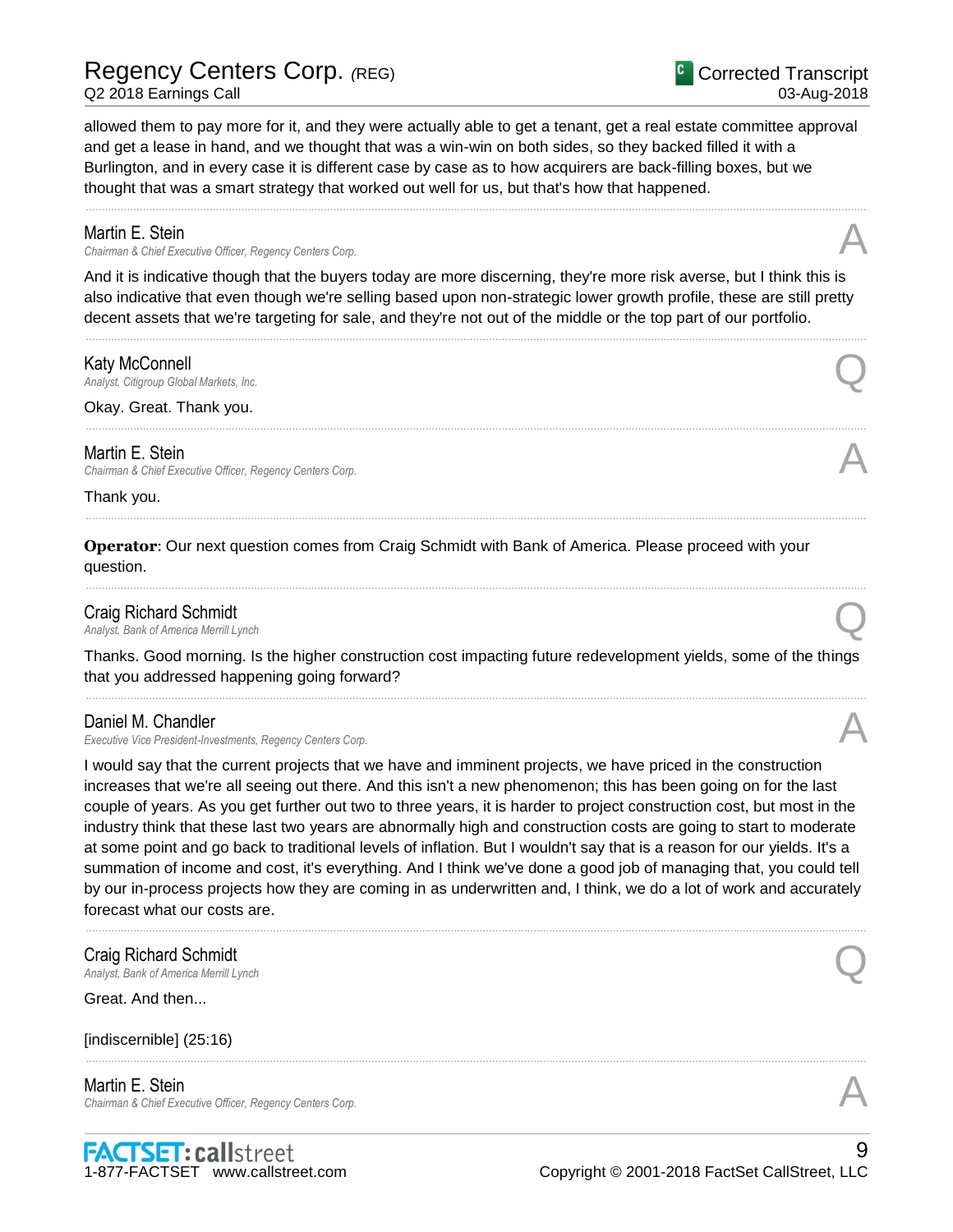allowed them to pay more for it, and they were actually able to get a tenant, get a real estate committee approval and get a lease in hand, and we thought that was a win-win on both sides, so they backed filled it with a Burlington, and in every case it is different case by case as to how acquirers are back-filling boxes, but we thought that was a smart strategy that worked out well for us, but that's how that happened.

---

**Martin E. Stein**
*Chairman & Chief Executive Officer, Regency Centers Corp.* **A**

And it is indicative though that the buyers today are more discerning, they're more risk averse, but I think this is also indicative that even though we're selling based upon non-strategic lower growth profile, these are still pretty decent assets that we're targeting for sale, and they're not out of the middle or the top part of our portfolio.

---

**Katy McConnell**
*Analyst, Citigroup Global Markets, Inc.* **Q**

Okay. Great. Thank you.

---

**Martin E. Stein**
*Chairman & Chief Executive Officer, Regency Centers Corp.* **A**

Thank you.

---

**Operator**: Our next question comes from Craig Schmidt with Bank of America. Please proceed with your question.

---

**Craig Richard Schmidt**
*Analyst, Bank of America Merrill Lynch* **Q**

Thanks. Good morning. Is the higher construction cost impacting future redevelopment yields, some of the things that you addressed happening going forward?

---

**Daniel M. Chandler**
*Executive Vice President-Investments, Regency Centers Corp.* **A**

I would say that the current projects that we have and imminent projects, we have priced in the construction increases that we're all seeing out there. And this isn't a new phenomenon; this has been going on for the last couple of years. As you get further out two to three years, it is harder to project construction cost, but most in the industry think that these last two years are abnormally high and construction costs are going to start to moderate at some point and go back to traditional levels of inflation. But I wouldn't say that is a reason for our yields. It's a summation of income and cost, it's everything. And I think we've done a good job of managing that, you could tell by our in-process projects how they are coming in as underwritten and, I think, we do a lot of work and accurately forecast what our costs are.

---

**Craig Richard Schmidt**
*Analyst, Bank of America Merrill Lynch* **Q**

Great. And then...

[indiscernible] (25:16)

---

**Martin E. Stein**
*Chairman & Chief Executive Officer, Regency Centers Corp.* **A**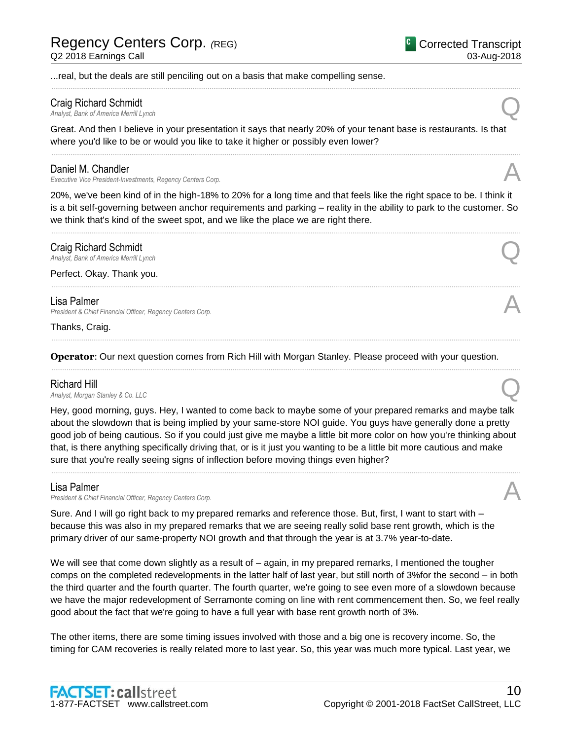...real, but the deals are still penciling out on a basis that make compelling sense.

---

**Craig Richard Schmidt**
*Analyst, Bank of America Merrill Lynch* **Q**

Great. And then I believe in your presentation it says that nearly 20% of your tenant base is restaurants. Is that where you'd like to be or would you like to take it higher or possibly even lower?

---

**Daniel M. Chandler**
*Executive Vice President-Investments, Regency Centers Corp.* **A**

20%, we've been kind of in the high-18% to 20% for a long time and that feels like the right space to be. I think it is a bit self-governing between anchor requirements and parking – reality in the ability to park to the customer. So we think that's kind of the sweet spot, and we like the place we are right there.

---

**Craig Richard Schmidt**
*Analyst, Bank of America Merrill Lynch* **Q**

Perfect. Okay. Thank you.

---

**Lisa Palmer**
*President & Chief Financial Officer, Regency Centers Corp.* **A**

Thanks, Craig.

---

**Operator**: Our next question comes from Rich Hill with Morgan Stanley. Please proceed with your question.

---

**Richard Hill**
*Analyst, Morgan Stanley & Co. LLC* **Q**

Hey, good morning, guys. Hey, I wanted to come back to maybe some of your prepared remarks and maybe talk about the slowdown that is being implied by your same-store NOI guide. You guys have generally done a pretty good job of being cautious. So if you could just give me maybe a little bit more color on how you're thinking about that, is there anything specifically driving that, or is it just you wanting to be a little bit more cautious and make sure that you're really seeing signs of inflection before moving things even higher?

---

**Lisa Palmer**
*President & Chief Financial Officer, Regency Centers Corp.* **A**

Sure. And I will go right back to my prepared remarks and reference those. But, first, I want to start with – because this was also in my prepared remarks that we are seeing really solid base rent growth, which is the primary driver of our same-property NOI growth and that through the year is at 3.7% year-to-date.

We will see that come down slightly as a result of – again, in my prepared remarks, I mentioned the tougher comps on the completed redevelopments in the latter half of last year, but still north of 3%for the second – in both the third quarter and the fourth quarter. The fourth quarter, we're going to see even more of a slowdown because we have the major redevelopment of Serramonte coming on line with rent commencement then. So, we feel really good about the fact that we're going to have a full year with base rent growth north of 3%.

The other items, there are some timing issues involved with those and a big one is recovery income. So, the timing for CAM recoveries is really related more to last year. So, this year was much more typical. Last year, we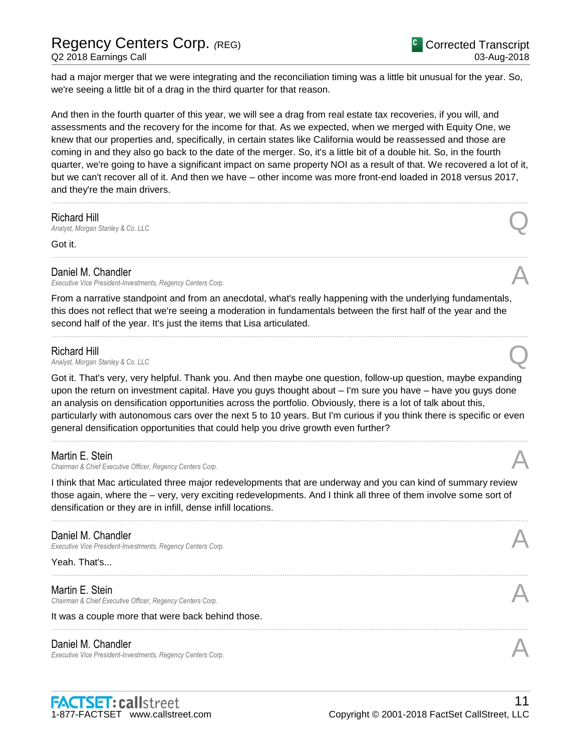had a major merger that we were integrating and the reconciliation timing was a little bit unusual for the year. So, we're seeing a little bit of a drag in the third quarter for that reason.

And then in the fourth quarter of this year, we will see a drag from real estate tax recoveries, if you will, and assessments and the recovery for the income for that. As we expected, when we merged with Equity One, we knew that our properties and, specifically, in certain states like California would be reassessed and those are coming in and they also go back to the date of the merger. So, it's a little bit of a double hit. So, in the fourth quarter, we're going to have a significant impact on same property NOI as a result of that. We recovered a lot of it, but we can't recover all of it. And then we have – other income was more front-end loaded in 2018 versus 2017, and they're the main drivers.

---

**Richard Hill**
*Analyst, Morgan Stanley & Co. LLC* **Q**

Got it.

---

**Daniel M. Chandler**
*Executive Vice President-Investments, Regency Centers Corp.* **A**

From a narrative standpoint and from an anecdotal, what's really happening with the underlying fundamentals, this does not reflect that we're seeing a moderation in fundamentals between the first half of the year and the second half of the year. It's just the items that Lisa articulated.

---

**Richard Hill**
*Analyst, Morgan Stanley & Co. LLC* **Q**

Got it. That's very, very helpful. Thank you. And then maybe one question, follow-up question, maybe expanding upon the return on investment capital. Have you guys thought about – I'm sure you have – have you guys done an analysis on densification opportunities across the portfolio. Obviously, there is a lot of talk about this, particularly with autonomous cars over the next 5 to 10 years. But I'm curious if you think there is specific or even general densification opportunities that could help you drive growth even further?

---

**Martin E. Stein**
*Chairman & Chief Executive Officer, Regency Centers Corp.* **A**

I think that Mac articulated three major redevelopments that are underway and you can kind of summary review those again, where the – very, very exciting redevelopments. And I think all three of them involve some sort of densification or they are in infill, dense infill locations.

---

**Daniel M. Chandler**
*Executive Vice President-Investments, Regency Centers Corp.* **A**

Yeah. That's...

---

**Martin E. Stein**
*Chairman & Chief Executive Officer, Regency Centers Corp.* **A**

It was a couple more that were back behind those.

---

**Daniel M. Chandler**
*Executive Vice President-Investments, Regency Centers Corp.* **A**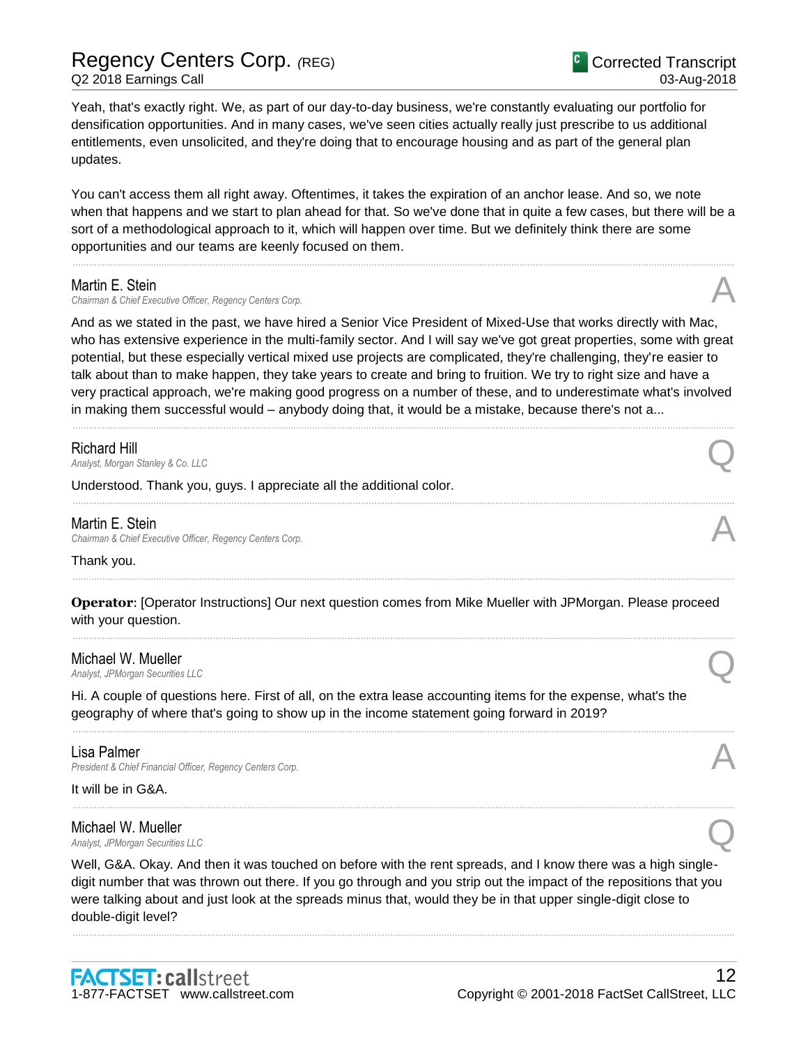Yeah, that's exactly right. We, as part of our day-to-day business, we're constantly evaluating our portfolio for densification opportunities. And in many cases, we've seen cities actually really just prescribe to us additional entitlements, even unsolicited, and they're doing that to encourage housing and as part of the general plan updates.

You can't access them all right away. Oftentimes, it takes the expiration of an anchor lease. And so, we note when that happens and we start to plan ahead for that. So we've done that in quite a few cases, but there will be a sort of a methodological approach to it, which will happen over time. But we definitely think there are some opportunities and our teams are keenly focused on them.

---

**Martin E. Stein**
*Chairman & Chief Executive Officer, Regency Centers Corp.*
A

And as we stated in the past, we have hired a Senior Vice President of Mixed-Use that works directly with Mac, who has extensive experience in the multi-family sector. And I will say we've got great properties, some with great potential, but these especially vertical mixed use projects are complicated, they're challenging, they're easier to talk about than to make happen, they take years to create and bring to fruition. We try to right size and have a very practical approach, we're making good progress on a number of these, and to underestimate what's involved in making them successful would – anybody doing that, it would be a mistake, because there's not a...

---

**Richard Hill**
*Analyst, Morgan Stanley & Co. LLC*
Q

Understood. Thank you, guys. I appreciate all the additional color.

---

**Martin E. Stein**
*Chairman & Chief Executive Officer, Regency Centers Corp.*
A

Thank you.

---

**Operator**: [Operator Instructions] Our next question comes from Mike Mueller with JPMorgan. Please proceed with your question.

---

**Michael W. Mueller**
*Analyst, JPMorgan Securities LLC*
Q

Hi. A couple of questions here. First of all, on the extra lease accounting items for the expense, what's the geography of where that's going to show up in the income statement going forward in 2019?

---

**Lisa Palmer**
*President & Chief Financial Officer, Regency Centers Corp.*
A

It will be in G&A.

---

**Michael W. Mueller**
*Analyst, JPMorgan Securities LLC*
Q

Well, G&A. Okay. And then it was touched on before with the rent spreads, and I know there was a high single-digit number that was thrown out there. If you go through and you strip out the impact of the repositions that you were talking about and just look at the spreads minus that, would they be in that upper single-digit close to double-digit level?

---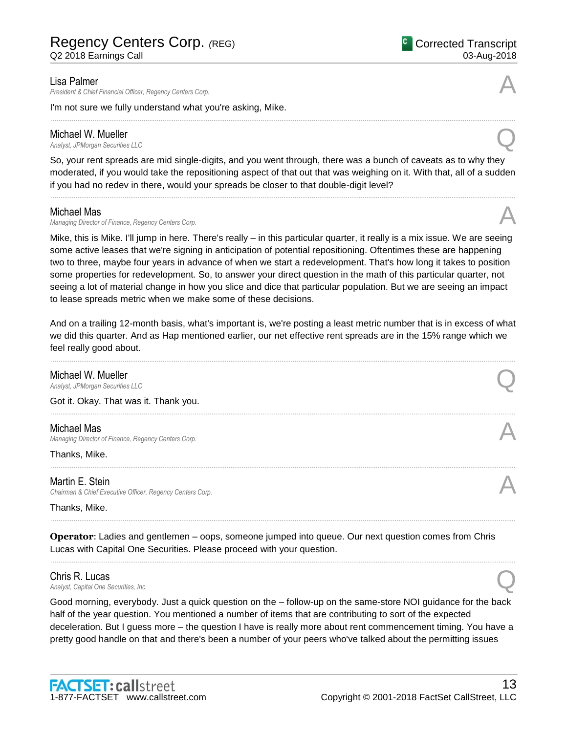**Lisa Palmer**
*President & Chief Financial Officer, Regency Centers Corp.* — A

I'm not sure we fully understand what you're asking, Mike.

---

**Michael W. Mueller**
*Analyst, JPMorgan Securities LLC* — Q

So, your rent spreads are mid single-digits, and you went through, there was a bunch of caveats as to why they moderated, if you would take the repositioning aspect of that out that was weighing on it. With that, all of a sudden if you had no redev in there, would your spreads be closer to that double-digit level?

---

**Michael Mas**
*Managing Director of Finance, Regency Centers Corp.* — A

Mike, this is Mike. I'll jump in here. There's really – in this particular quarter, it really is a mix issue. We are seeing some active leases that we're signing in anticipation of potential repositioning. Oftentimes these are happening two to three, maybe four years in advance of when we start a redevelopment. That's how long it takes to position some properties for redevelopment. So, to answer your direct question in the math of this particular quarter, not seeing a lot of material change in how you slice and dice that particular population. But we are seeing an impact to lease spreads metric when we make some of these decisions.

And on a trailing 12-month basis, what's important is, we're posting a least metric number that is in excess of what we did this quarter. And as Hap mentioned earlier, our net effective rent spreads are in the 15% range which we feel really good about.

---

**Michael W. Mueller**
*Analyst, JPMorgan Securities LLC* — Q

Got it. Okay. That was it. Thank you.

---

**Michael Mas**
*Managing Director of Finance, Regency Centers Corp.* — A

Thanks, Mike.

---

**Martin E. Stein**
*Chairman & Chief Executive Officer, Regency Centers Corp.* — A

Thanks, Mike.

---

**Operator**: Ladies and gentlemen – oops, someone jumped into queue. Our next question comes from Chris Lucas with Capital One Securities. Please proceed with your question.

---

**Chris R. Lucas**
*Analyst, Capital One Securities, Inc.* — Q

Good morning, everybody. Just a quick question on the – follow-up on the same-store NOI guidance for the back half of the year question. You mentioned a number of items that are contributing to sort of the expected deceleration. But I guess more – the question I have is really more about rent commencement timing. You have a pretty good handle on that and there's been a number of your peers who've talked about the permitting issues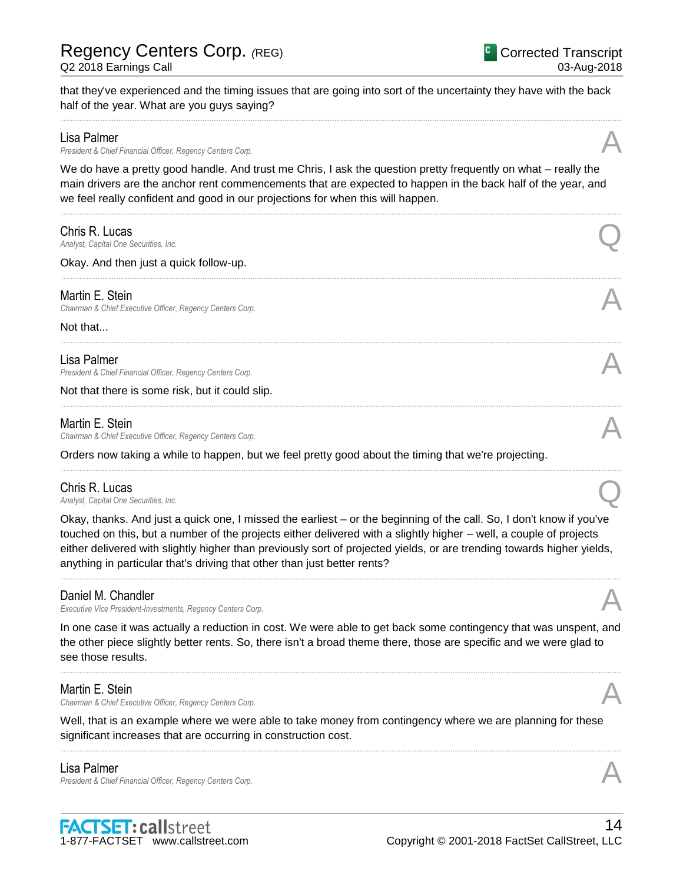that they've experienced and the timing issues that are going into sort of the uncertainty they have with the back half of the year. What are you guys saying?

---

**Lisa Palmer**
*President & Chief Financial Officer, Regency Centers Corp.* **A**

We do have a pretty good handle. And trust me Chris, I ask the question pretty frequently on what – really the main drivers are the anchor rent commencements that are expected to happen in the back half of the year, and we feel really confident and good in our projections for when this will happen.

---

**Chris R. Lucas**
*Analyst, Capital One Securities, Inc.* **Q**

Okay. And then just a quick follow-up.

---

**Martin E. Stein**
*Chairman & Chief Executive Officer, Regency Centers Corp.* **A**

Not that...

---

**Lisa Palmer**
*President & Chief Financial Officer, Regency Centers Corp.* **A**

Not that there is some risk, but it could slip.

---

**Martin E. Stein**
*Chairman & Chief Executive Officer, Regency Centers Corp.* **A**

Orders now taking a while to happen, but we feel pretty good about the timing that we're projecting.

---

**Chris R. Lucas**
*Analyst, Capital One Securities, Inc.* **Q**

Okay, thanks. And just a quick one, I missed the earliest – or the beginning of the call. So, I don't know if you've touched on this, but a number of the projects either delivered with a slightly higher – well, a couple of projects either delivered with slightly higher than previously sort of projected yields, or are trending towards higher yields, anything in particular that's driving that other than just better rents?

---

**Daniel M. Chandler**
*Executive Vice President-Investments, Regency Centers Corp.* **A**

In one case it was actually a reduction in cost. We were able to get back some contingency that was unspent, and the other piece slightly better rents. So, there isn't a broad theme there, those are specific and we were glad to see those results.

---

**Martin E. Stein**
*Chairman & Chief Executive Officer, Regency Centers Corp.* **A**

Well, that is an example where we were able to take money from contingency where we are planning for these significant increases that are occurring in construction cost.

---

**Lisa Palmer**
*President & Chief Financial Officer, Regency Centers Corp.* **A**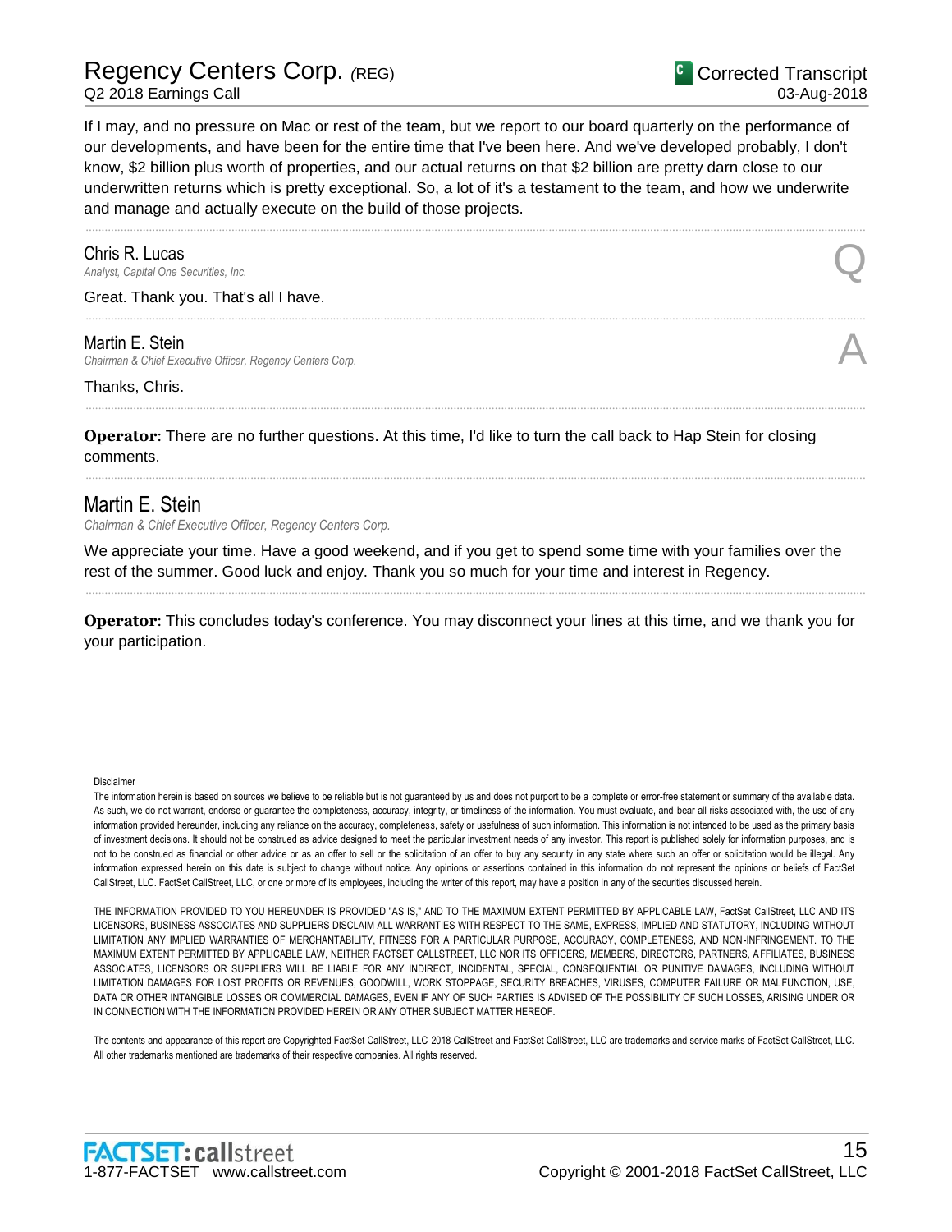If I may, and no pressure on Mac or rest of the team, but we report to our board quarterly on the performance of our developments, and have been for the entire time that I've been here. And we've developed probably, I don't know, $2 billion plus worth of properties, and our actual returns on that $2 billion are pretty darn close to our underwritten returns which is pretty exceptional. So, a lot of it's a testament to the team, and how we underwrite and manage and actually execute on the build of those projects.

---

**Chris R. Lucas**
*Analyst, Capital One Securities, Inc.* **Q**

Great. Thank you. That's all I have.

---

**Martin E. Stein**
*Chairman & Chief Executive Officer, Regency Centers Corp.* **A**

Thanks, Chris.

---

**Operator**: There are no further questions. At this time, I'd like to turn the call back to Hap Stein for closing comments.

---

## Martin E. Stein
*Chairman & Chief Executive Officer, Regency Centers Corp.*

We appreciate your time. Have a good weekend, and if you get to spend some time with your families over the rest of the summer. Good luck and enjoy. Thank you so much for your time and interest in Regency.

---

**Operator**: This concludes today's conference. You may disconnect your lines at this time, and we thank you for your participation.

Disclaimer

The information herein is based on sources we believe to be reliable but is not guaranteed by us and does not purport to be a complete or error-free statement or summary of the available data. As such, we do not warrant, endorse or guarantee the completeness, accuracy, integrity, or timeliness of the information. You must evaluate, and bear all risks associated with, the use of any information provided hereunder, including any reliance on the accuracy, completeness, safety or usefulness of such information. This information is not intended to be used as the primary basis of investment decisions. It should not be construed as advice designed to meet the particular investment needs of any investor. This report is published solely for information purposes, and is not to be construed as financial or other advice or as an offer to sell or the solicitation of an offer to buy any security in any state where such an offer or solicitation would be illegal. Any information expressed herein on this date is subject to change without notice. Any opinions or assertions contained in this information do not represent the opinions or beliefs of FactSet CallStreet, LLC. FactSet CallStreet, LLC, or one or more of its employees, including the writer of this report, may have a position in any of the securities discussed herein.

THE INFORMATION PROVIDED TO YOU HEREUNDER IS PROVIDED "AS IS," AND TO THE MAXIMUM EXTENT PERMITTED BY APPLICABLE LAW, FactSet CallStreet, LLC AND ITS LICENSORS, BUSINESS ASSOCIATES AND SUPPLIERS DISCLAIM ALL WARRANTIES WITH RESPECT TO THE SAME, EXPRESS, IMPLIED AND STATUTORY, INCLUDING WITHOUT LIMITATION ANY IMPLIED WARRANTIES OF MERCHANTABILITY, FITNESS FOR A PARTICULAR PURPOSE, ACCURACY, COMPLETENESS, AND NON-INFRINGEMENT. TO THE MAXIMUM EXTENT PERMITTED BY APPLICABLE LAW, NEITHER FACTSET CALLSTREET, LLC NOR ITS OFFICERS, MEMBERS, DIRECTORS, PARTNERS, AFFILIATES, BUSINESS ASSOCIATES, LICENSORS OR SUPPLIERS WILL BE LIABLE FOR ANY INDIRECT, INCIDENTAL, SPECIAL, CONSEQUENTIAL OR PUNITIVE DAMAGES, INCLUDING WITHOUT LIMITATION DAMAGES FOR LOST PROFITS OR REVENUES, GOODWILL, WORK STOPPAGE, SECURITY BREACHES, VIRUSES, COMPUTER FAILURE OR MALFUNCTION, USE, DATA OR OTHER INTANGIBLE LOSSES OR COMMERCIAL DAMAGES, EVEN IF ANY OF SUCH PARTIES IS ADVISED OF THE POSSIBILITY OF SUCH LOSSES, ARISING UNDER OR IN CONNECTION WITH THE INFORMATION PROVIDED HEREIN OR ANY OTHER SUBJECT MATTER HEREOF.

The contents and appearance of this report are Copyrighted FactSet CallStreet, LLC 2018 CallStreet and FactSet CallStreet, LLC are trademarks and service marks of FactSet CallStreet, LLC. All other trademarks mentioned are trademarks of their respective companies. All rights reserved.